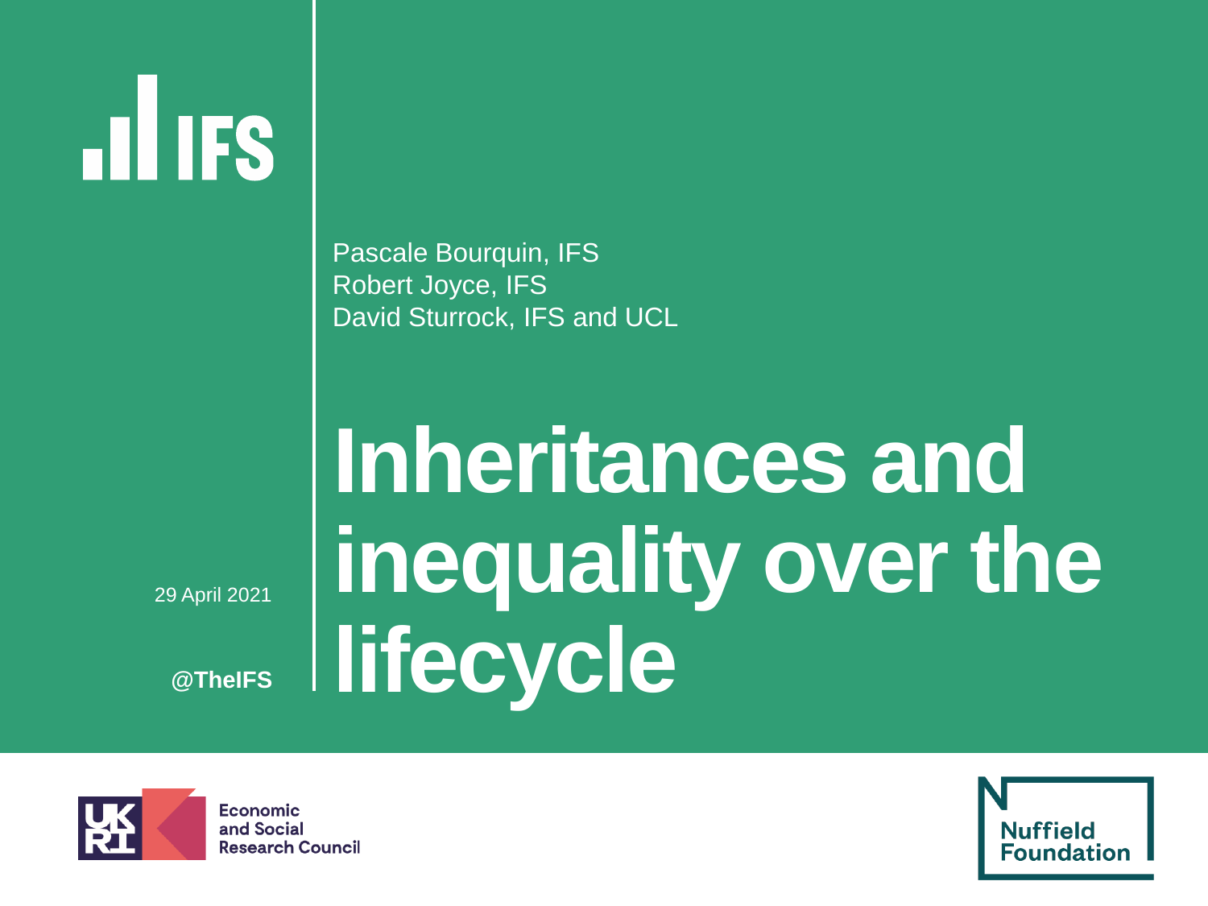# Inheritances and inequality over the lifecycle

Pascale Bourquin, IFS
Robert Joyce, IFS
David Sturrock, IFS and UCL

29 April 2021

@TheIFS

Economic and Social Research Council

Nuffield Foundation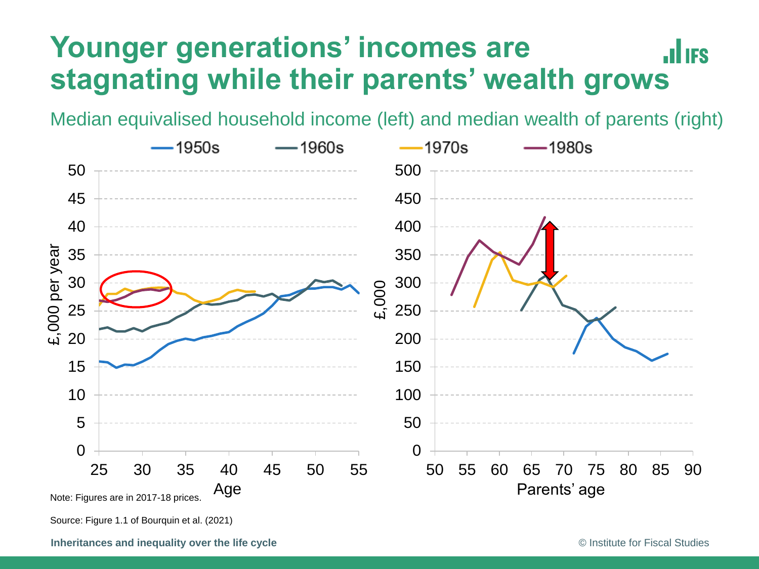# Younger generations' incomes are stagnating while their parents' wealth grows

Median equivalised household income (left) and median wealth of parents (right)

Note: Figures are in 2017-18 prices.

Source: Figure 1.1 of Bourquin et al. (2021)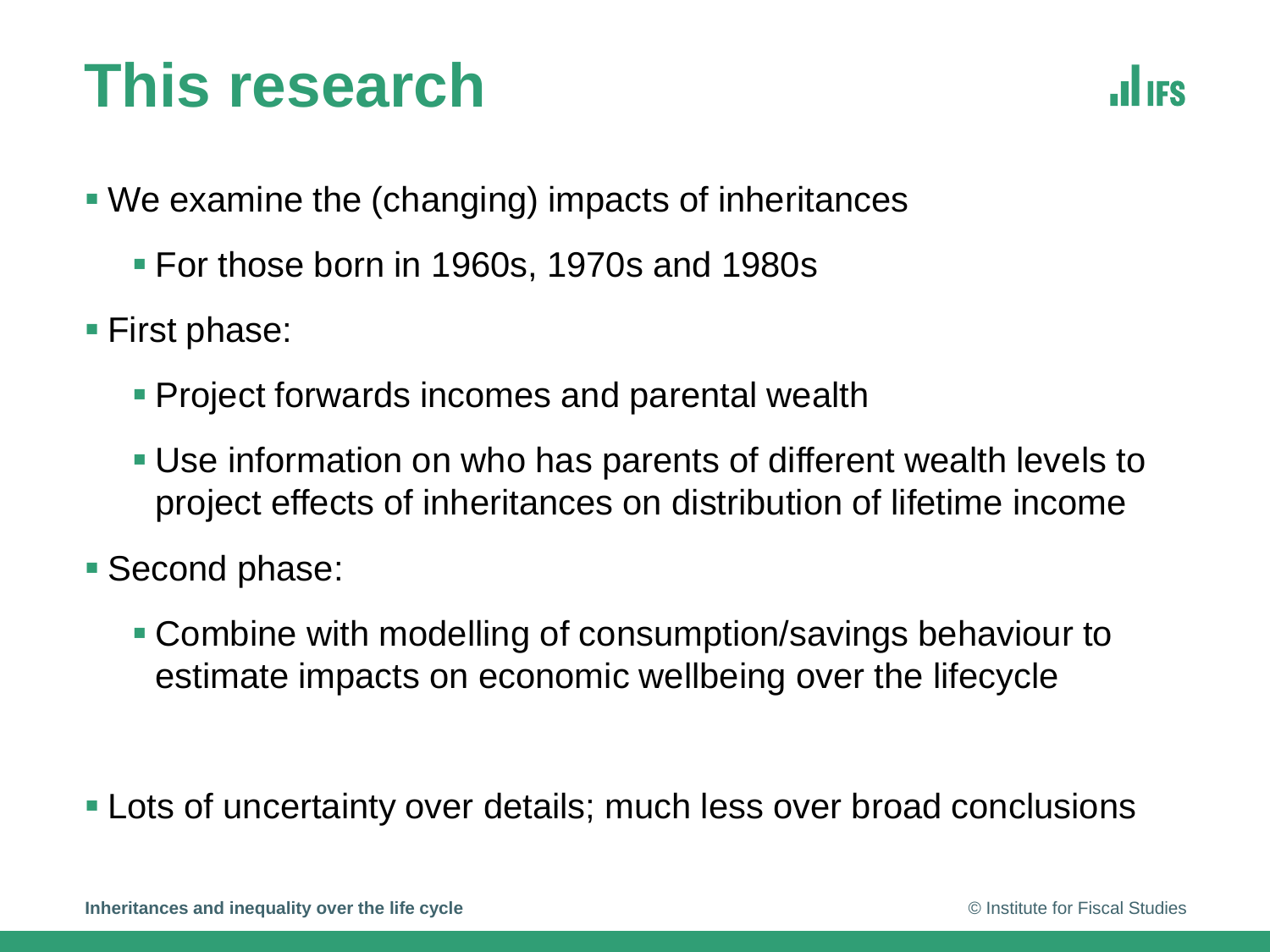# This research

- We examine the (changing) impacts of inheritances
  - For those born in 1960s, 1970s and 1980s
- First phase:
  - Project forwards incomes and parental wealth
  - Use information on who has parents of different wealth levels to project effects of inheritances on distribution of lifetime income
- Second phase:
  - Combine with modelling of consumption/savings behaviour to estimate impacts on economic wellbeing over the lifecycle

- Lots of uncertainty over details; much less over broad conclusions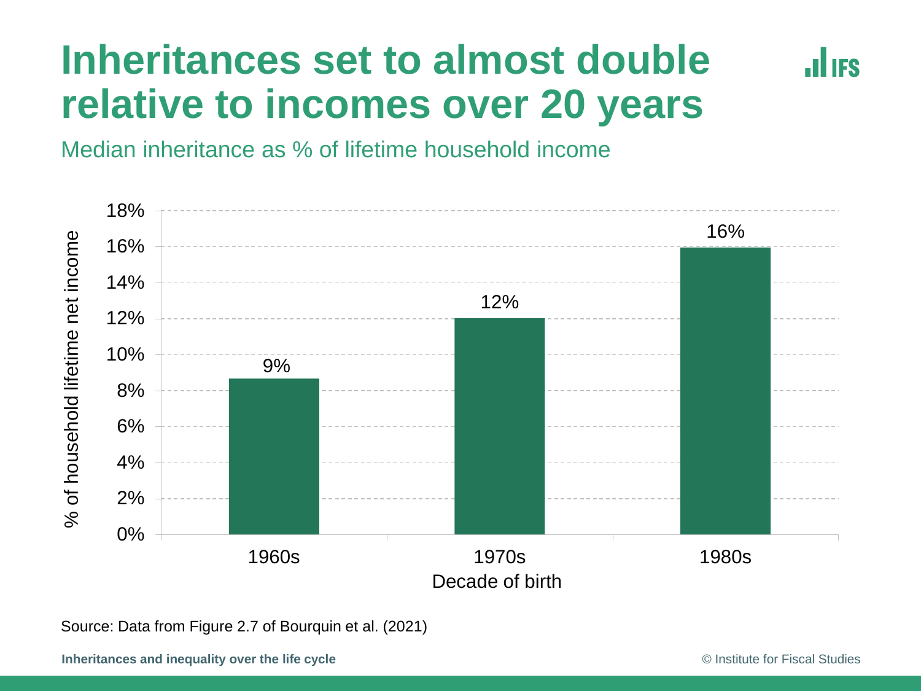# Inheritances set to almost double relative to incomes over 20 years

Median inheritance as % of lifetime household income

| Decade of birth | % of household lifetime net income |
| --- | --- |
| 1960s | 9% |
| 1970s | 12% |
| 1980s | 16% |

Source: Data from Figure 2.7 of Bourquin et al. (2021)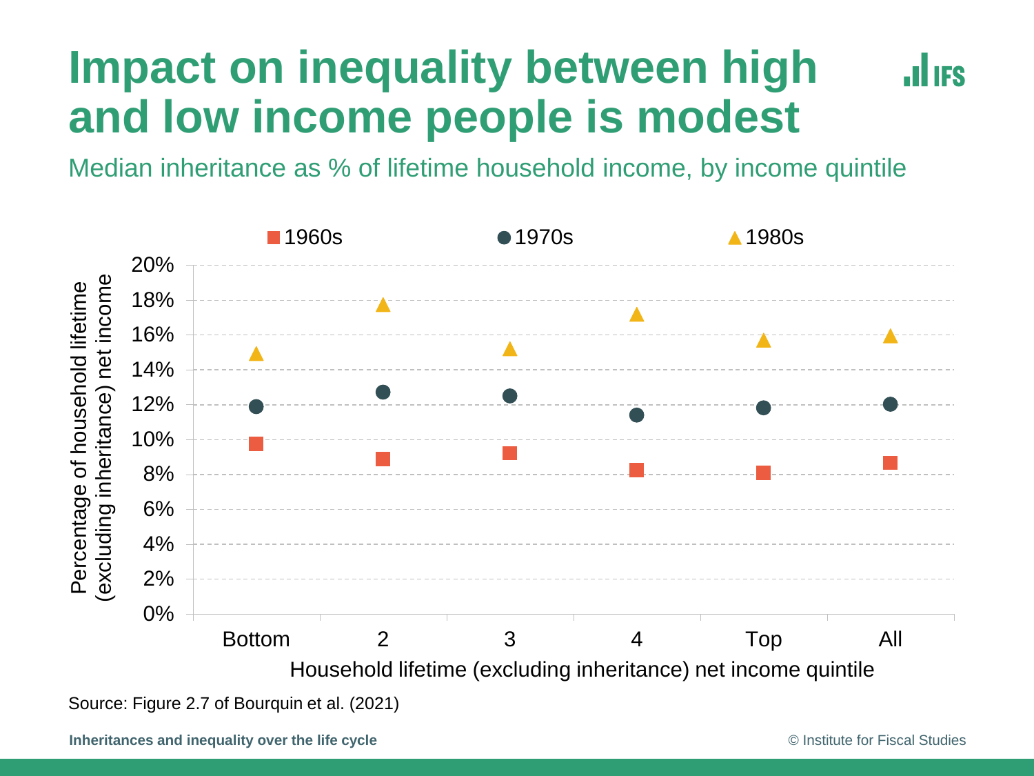# Impact on inequality between high and low income people is modest

Median inheritance as % of lifetime household income, by income quintile

| Household lifetime (excluding inheritance) net income quintile | 1960s | 1970s | 1980s |
| --- | --- | --- | --- |
| Bottom | 9.7% | 11.9% | 14.9% |
| 2 | 8.9% | 12.7% | 17.7% |
| 3 | 9.2% | 12.5% | 15.2% |
| 4 | 8.2% | 11.4% | 17.1% |
| Top | 8.1% | 11.8% | 15.7% |
| All | 8.7% | 12.0% | 15.9% |

Y-axis: Percentage of household lifetime (excluding inheritance) net income

Source: Figure 2.7 of Bourquin et al. (2021)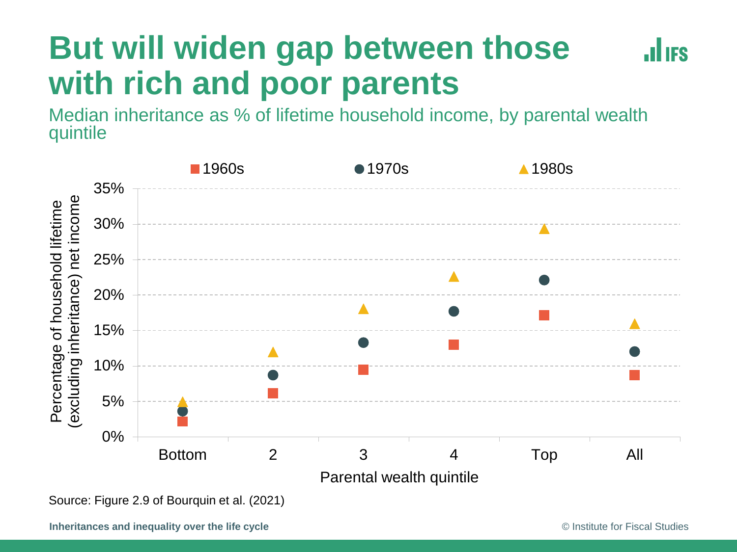# But will widen gap between those with rich and poor parents

Median inheritance as % of lifetime household income, by parental wealth quintile

Source: Figure 2.9 of Bourquin et al. (2021)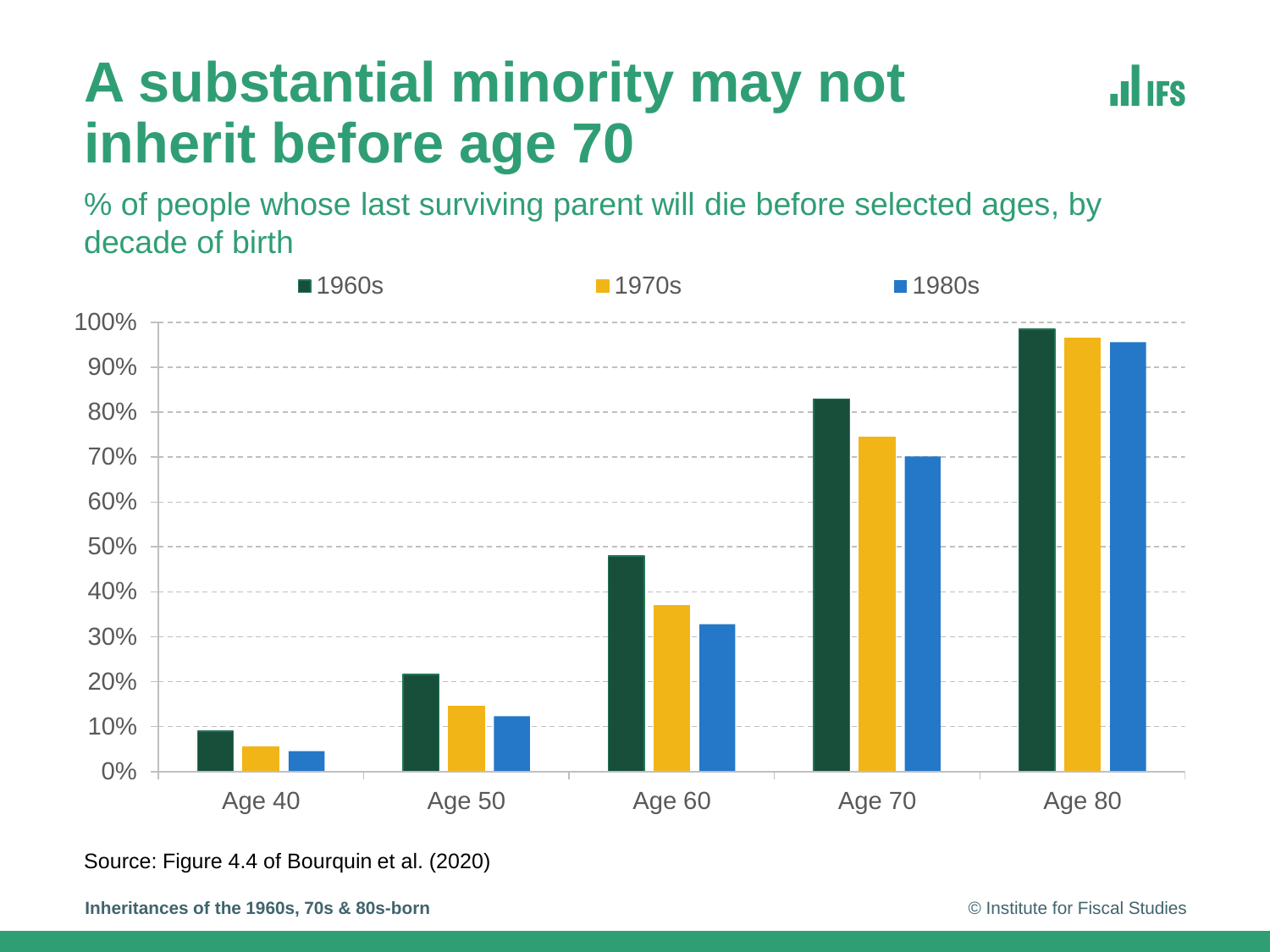# A substantial minority may not inherit before age 70

% of people whose last surviving parent will die before selected ages, by decade of birth

| | 1960s | 1970s | 1980s |
|---|---|---|---|
| Age 40 | 9% | 5.5% | 4.5% |
| Age 50 | 21.5% | 14.5% | 12% |
| Age 60 | 48% | 37% | 33% |
| Age 70 | 83% | 74.5% | 70% |
| Age 80 | 98.5% | 96.5% | 95.5% |

Source: Figure 4.4 of Bourquin et al. (2020)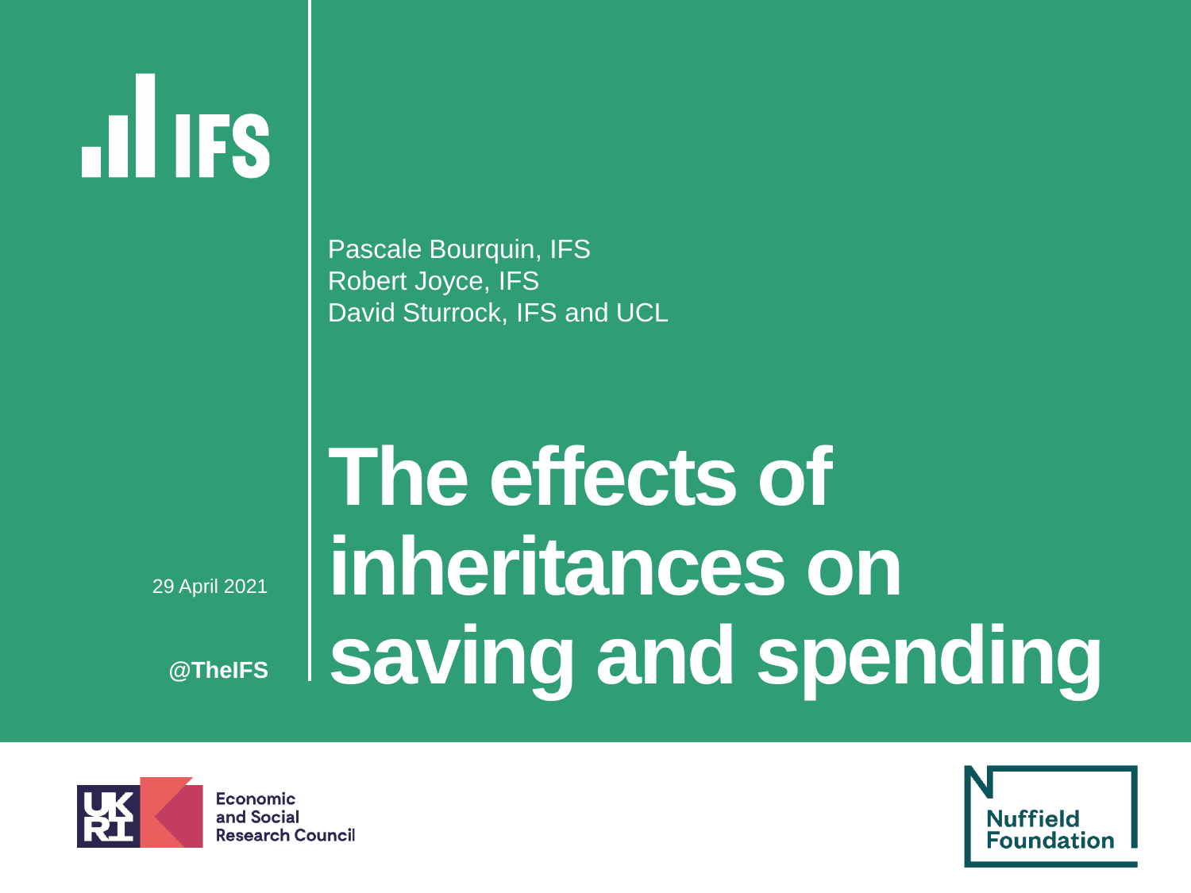Pascale Bourquin, IFS
Robert Joyce, IFS
David Sturrock, IFS and UCL

# The effects of inheritances on saving and spending

29 April 2021

**@TheIFS**

Economic and Social Research Council

Nuffield Foundation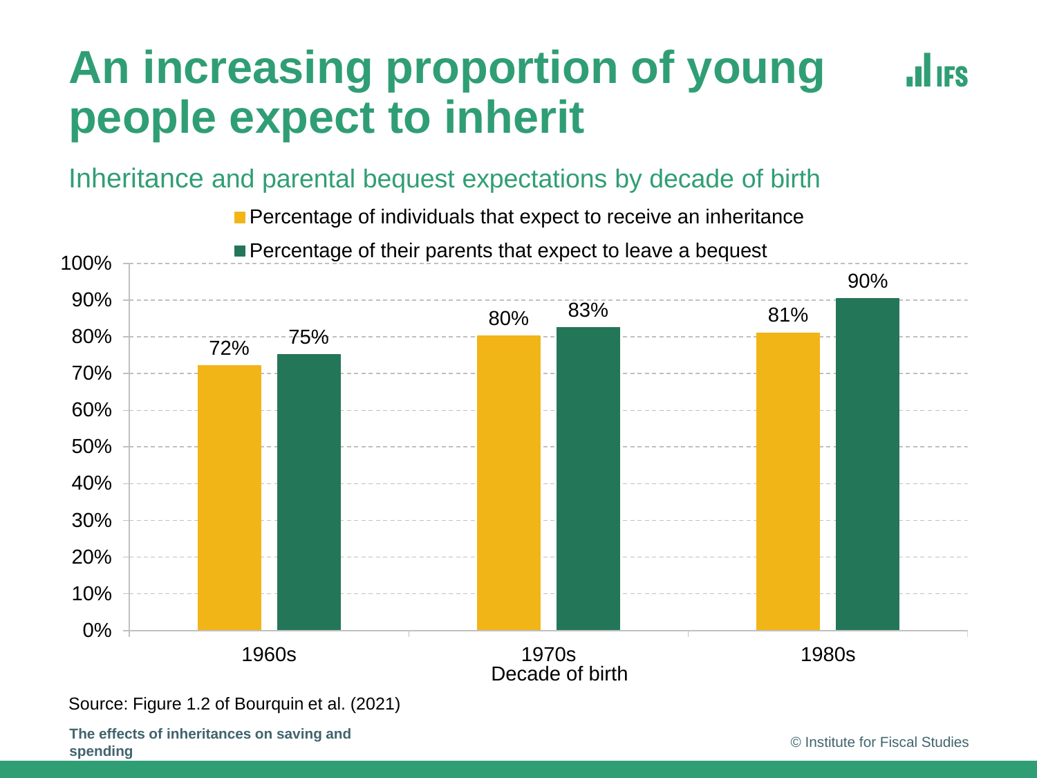# An increasing proportion of young people expect to inherit

Inheritance and parental bequest expectations by decade of birth

| Decade of birth | Percentage of individuals that expect to receive an inheritance | Percentage of their parents that expect to leave a bequest |
|---|---|---|
| 1960s | 72% | 75% |
| 1970s | 80% | 83% |
| 1980s | 81% | 90% |

Source: Figure 1.2 of Bourquin et al. (2021)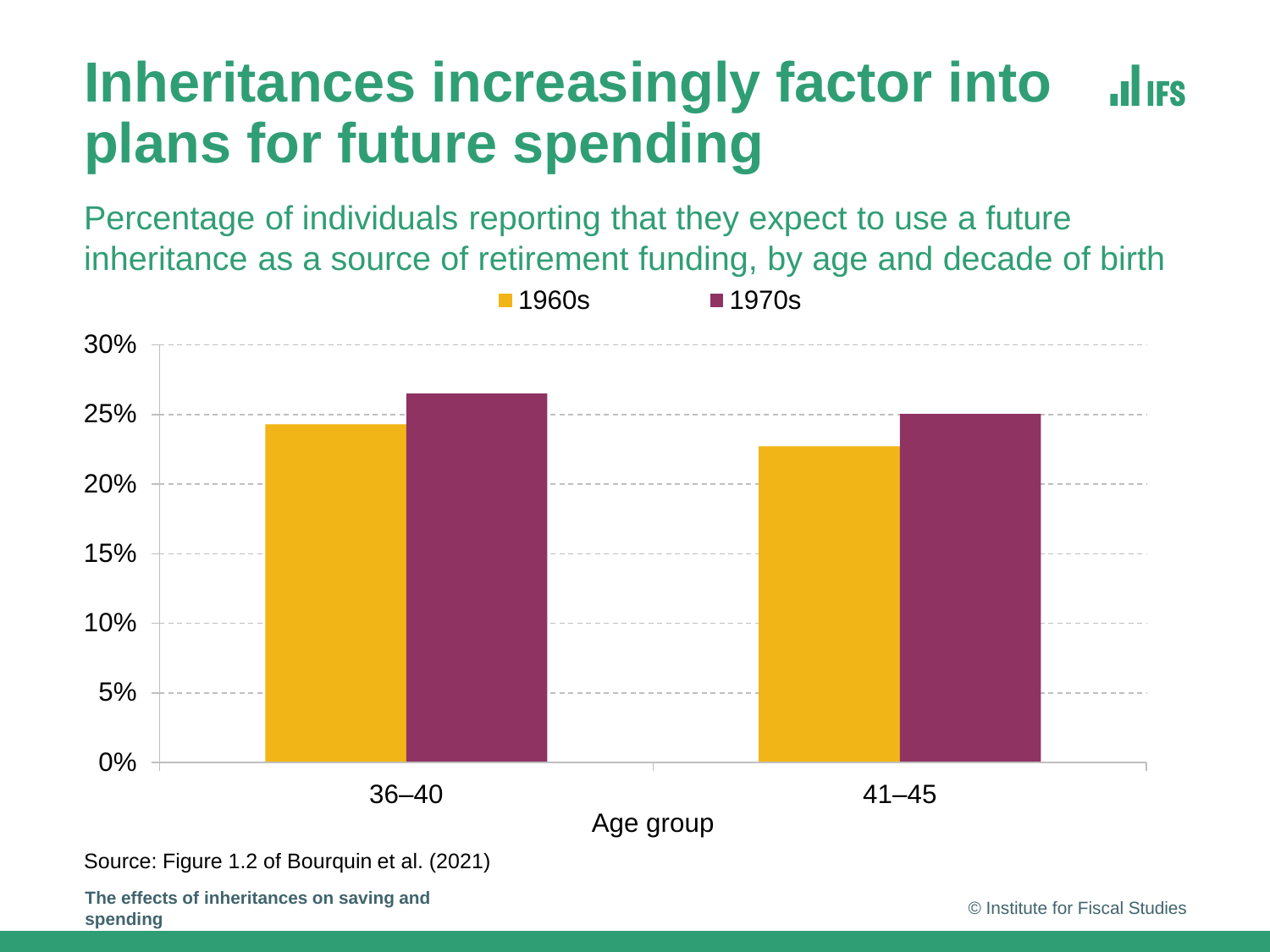# Inheritances increasingly factor into plans for future spending

Percentage of individuals reporting that they expect to use a future inheritance as a source of retirement funding, by age and decade of birth

| Age group | 1960s | 1970s |
|---|---|---|
| 36–40 | ~24.3% | ~26.5% |
| 41–45 | ~22.7% | ~25.0% |

Source: Figure 1.2 of Bourquin et al. (2021)

**The effects of inheritances on saving and spending**

© Institute for Fiscal Studies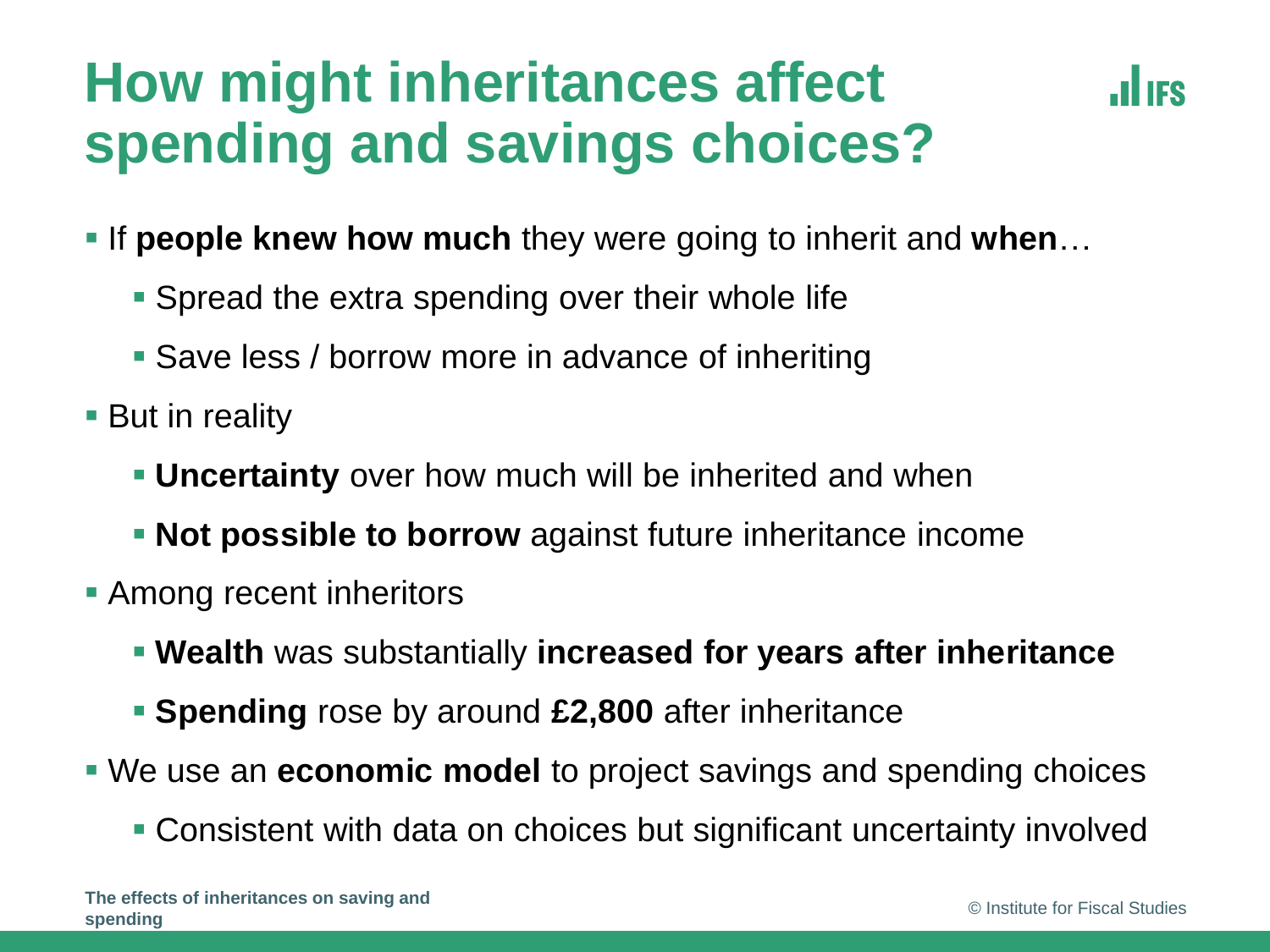# How might inheritances affect spending and savings choices?

- If **people knew how much** they were going to inherit and **when**…
  - Spread the extra spending over their whole life
  - Save less / borrow more in advance of inheriting
- But in reality
  - **Uncertainty** over how much will be inherited and when
  - **Not possible to borrow** against future inheritance income
- Among recent inheritors
  - **Wealth** was substantially **increased for years after inheritance**
  - **Spending** rose by around **£2,800** after inheritance
- We use an **economic model** to project savings and spending choices
  - Consistent with data on choices but significant uncertainty involved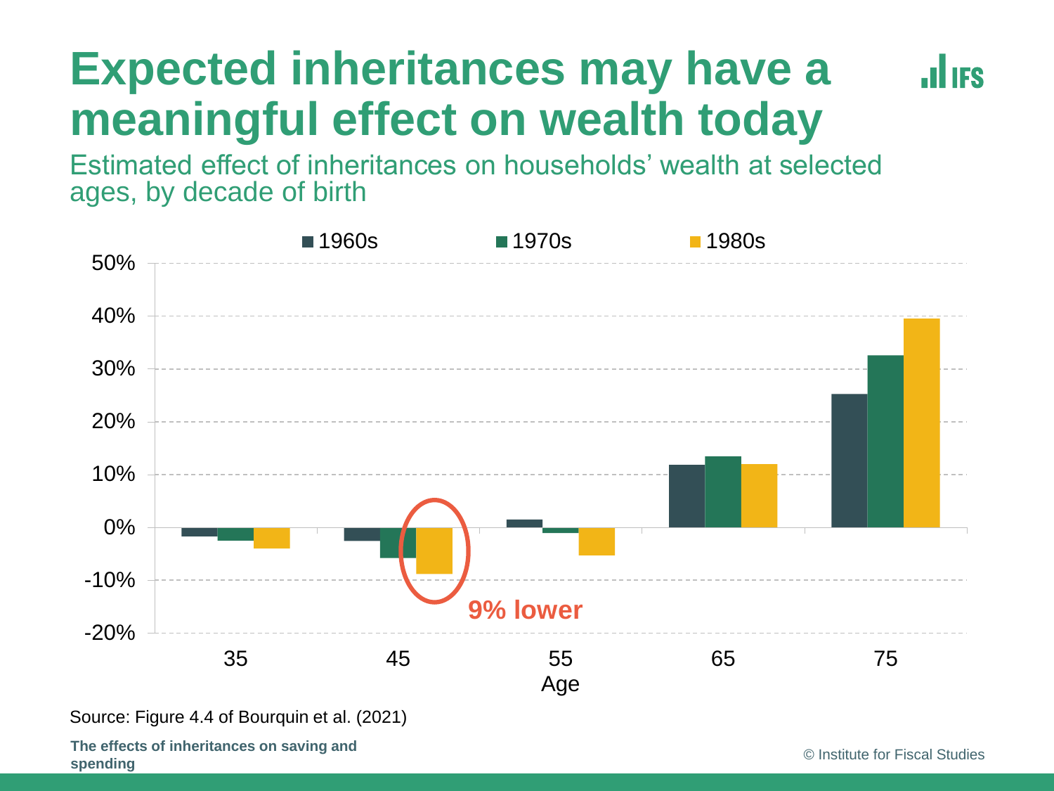# Expected inheritances may have a meaningful effect on wealth today

Estimated effect of inheritances on households' wealth at selected ages, by decade of birth

■ 1960s ■ 1970s ■ 1980s

50%
40%
30%
20%
10%
0%
-10%
-20%

35 45 55 65 75

Age

**9% lower**

Source: Figure 4.4 of Bourquin et al. (2021)

**The effects of inheritances on saving and spending**

© Institute for Fiscal Studies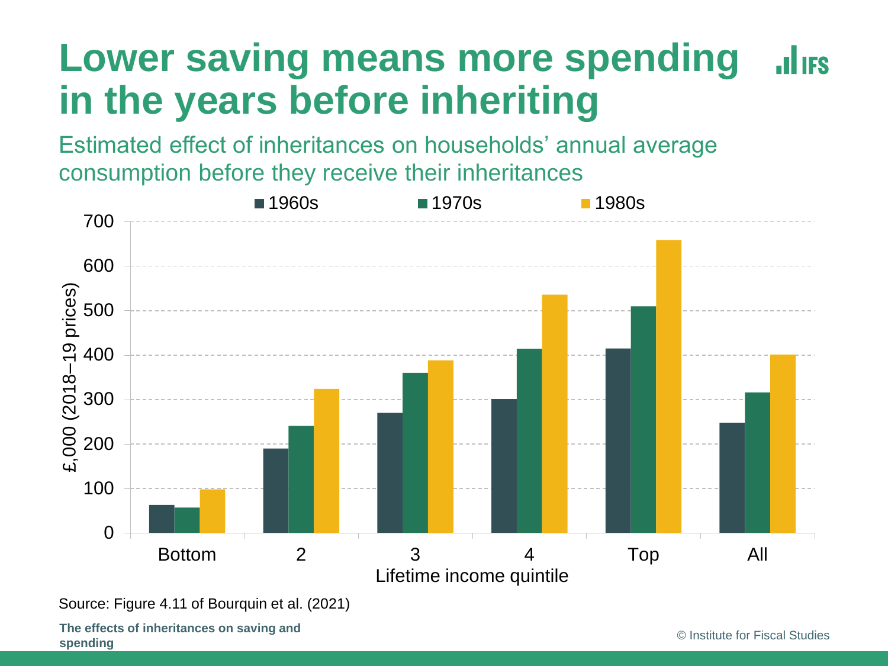# Lower saving means more spending in the years before inheriting

Estimated effect of inheritances on households' annual average consumption before they receive their inheritances

| Lifetime income quintile | 1960s | 1970s | 1980s |
| --- | --- | --- | --- |
| Bottom | 63 | 57 | 98 |
| 2 | 190 | 241 | 324 |
| 3 | 270 | 360 | 388 |
| 4 | 301 | 414 | 536 |
| Top | 414 | 510 | 659 |
| All | 248 | 316 | 401 |

£,000 (2018–19 prices)

Source: Figure 4.11 of Bourquin et al. (2021)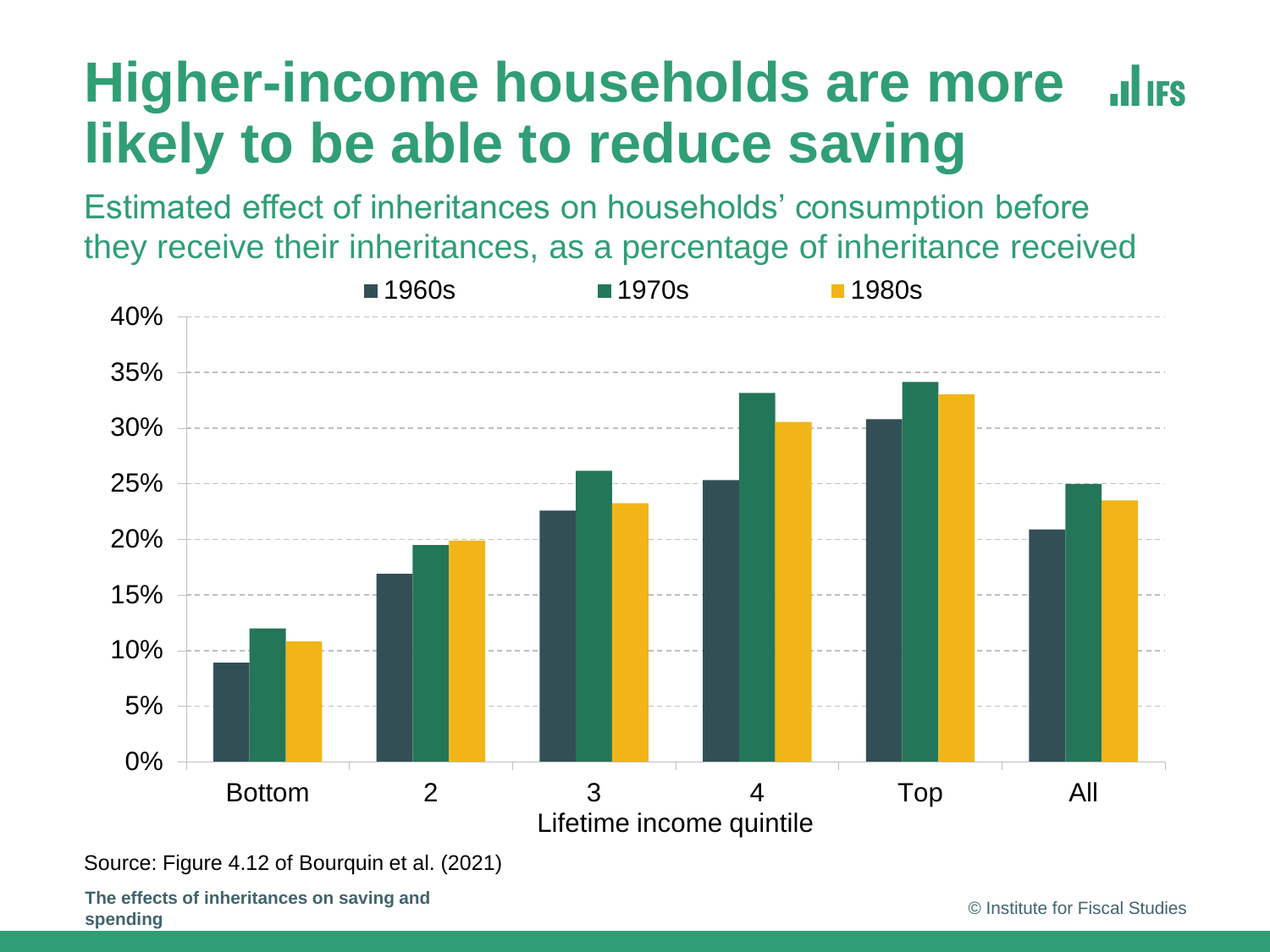# Higher-income households are more likely to be able to reduce saving

Estimated effect of inheritances on households' consumption before they receive their inheritances, as a percentage of inheritance received

| Lifetime income quintile | 1960s | 1970s | 1980s |
|---|---|---|---|
| Bottom | 9% | 12% | 11% |
| 2 | 17% | 19.5% | 20% |
| 3 | 22.5% | 26% | 23% |
| 4 | 25% | 33% | 30.5% |
| Top | 31% | 34% | 33% |
| All | 21% | 25% | 23.5% |

Source: Figure 4.12 of Bourquin et al. (2021)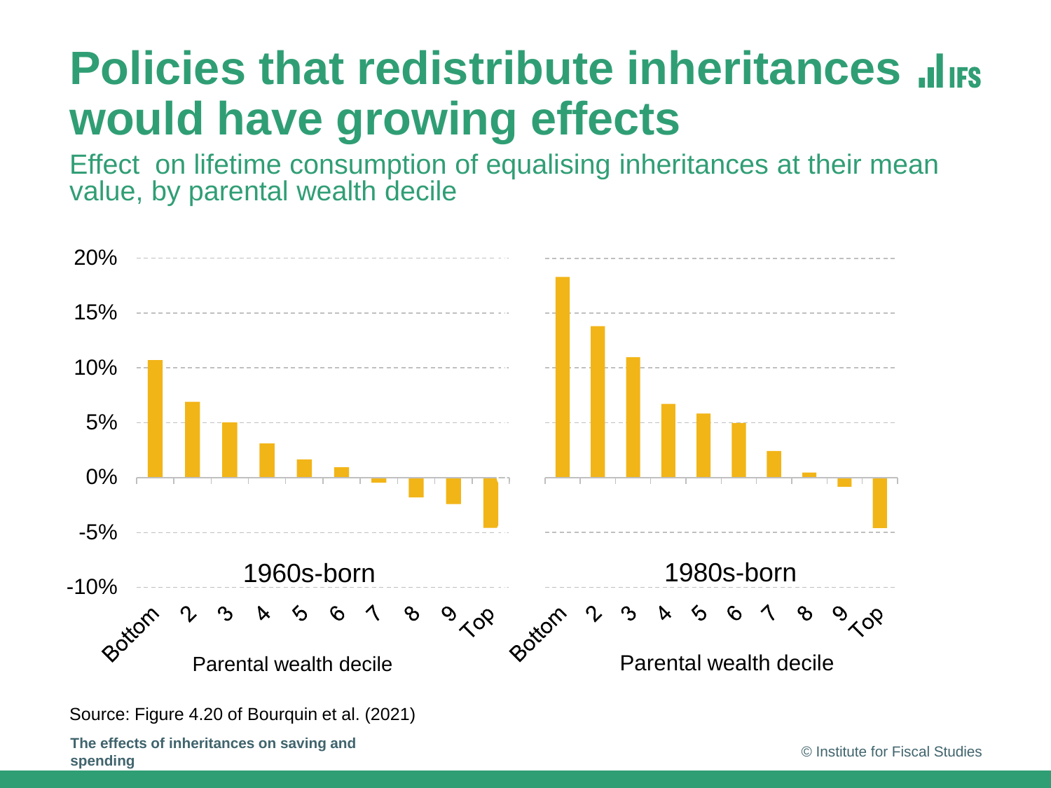# Policies that redistribute inheritances would have growing effects

Effect on lifetime consumption of equalising inheritances at their mean value, by parental wealth decile

Source: Figure 4.20 of Bourquin et al. (2021)

**The effects of inheritances on saving and spending**

© Institute for Fiscal Studies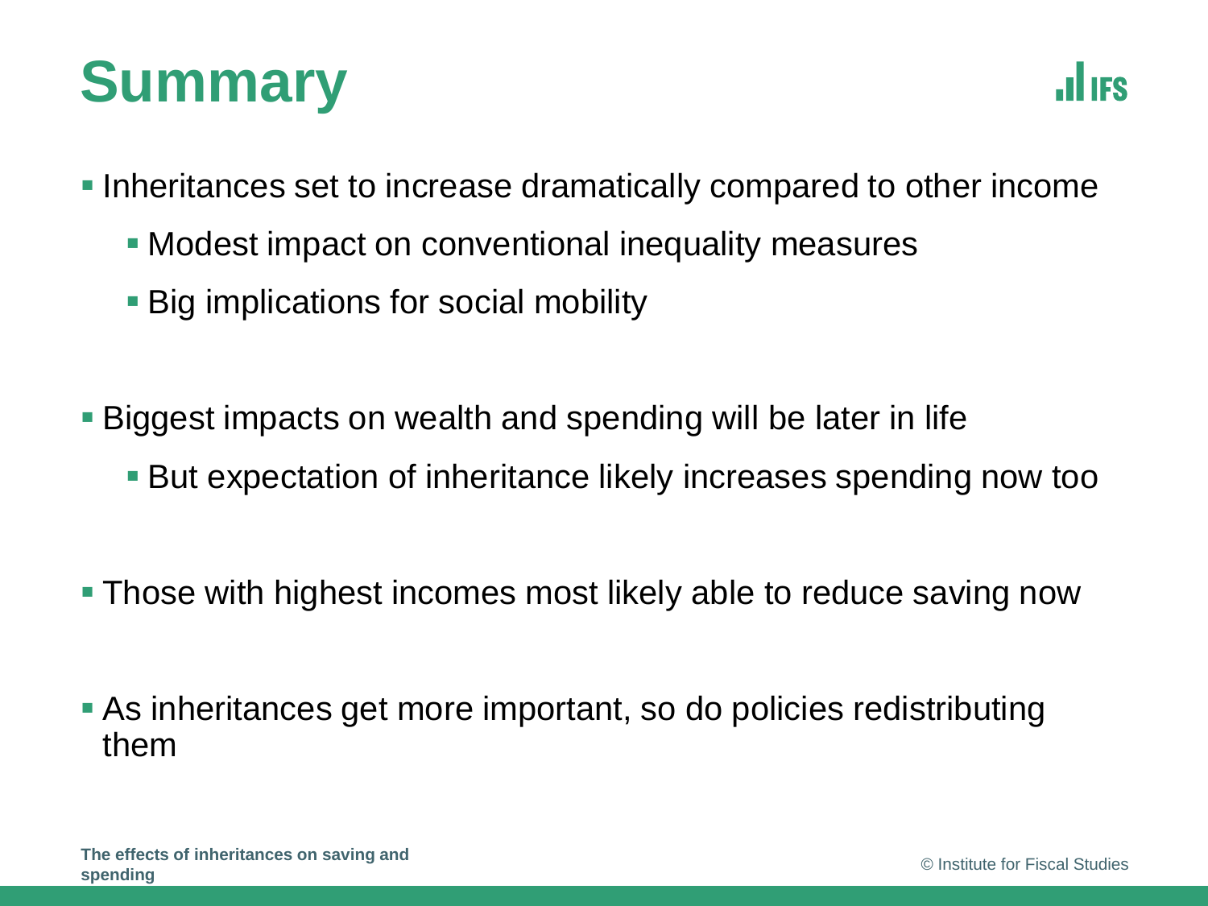# Summary

- Inheritances set to increase dramatically compared to other income
  - Modest impact on conventional inequality measures
  - Big implications for social mobility
- Biggest impacts on wealth and spending will be later in life
  - But expectation of inheritance likely increases spending now too
- Those with highest incomes most likely able to reduce saving now
- As inheritances get more important, so do policies redistributing them